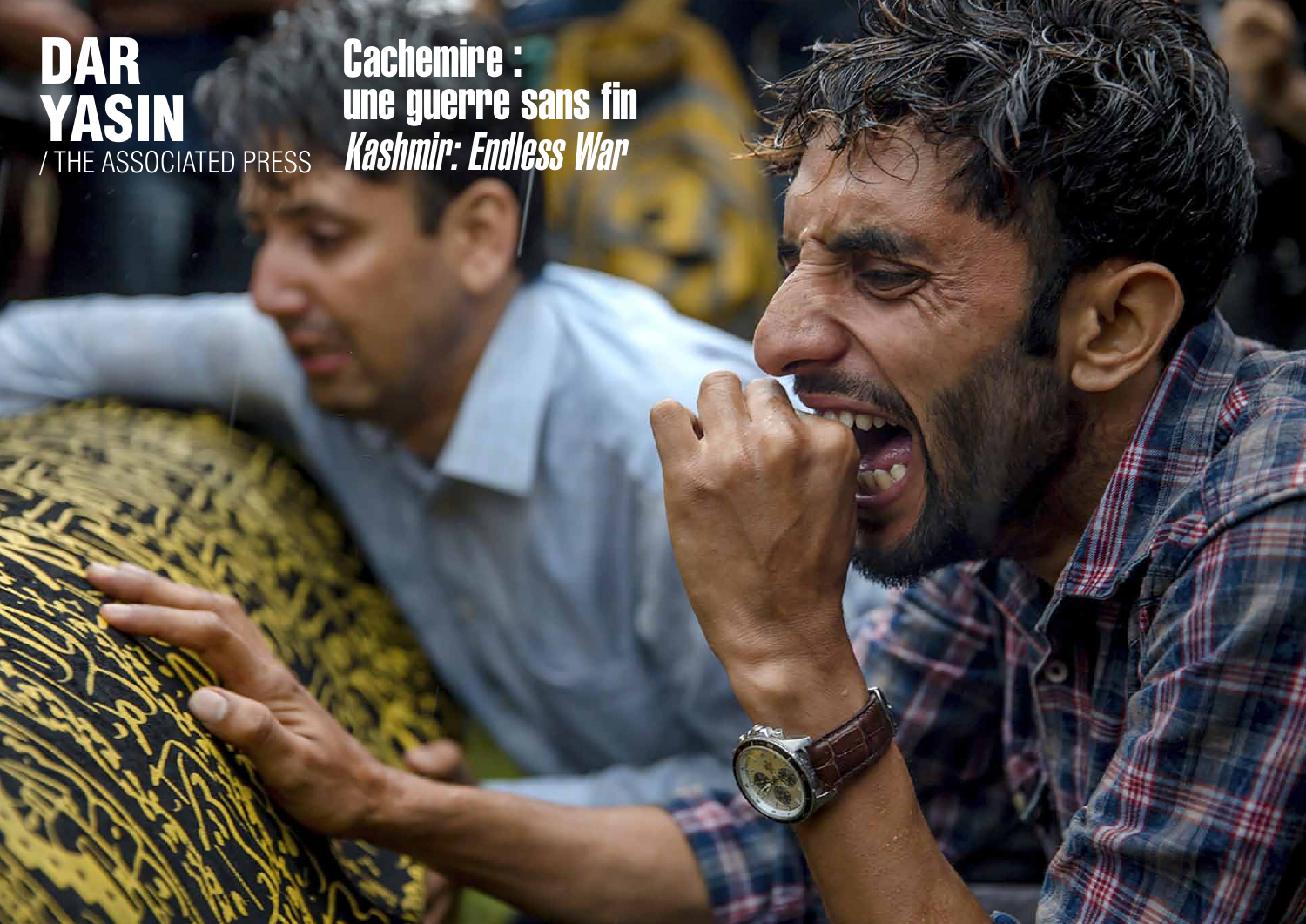# DAR YASIN

/ THE ASSOCIATED PRESS

## Cachemire : une guerre sans fin

## *Kashmir: Endless War*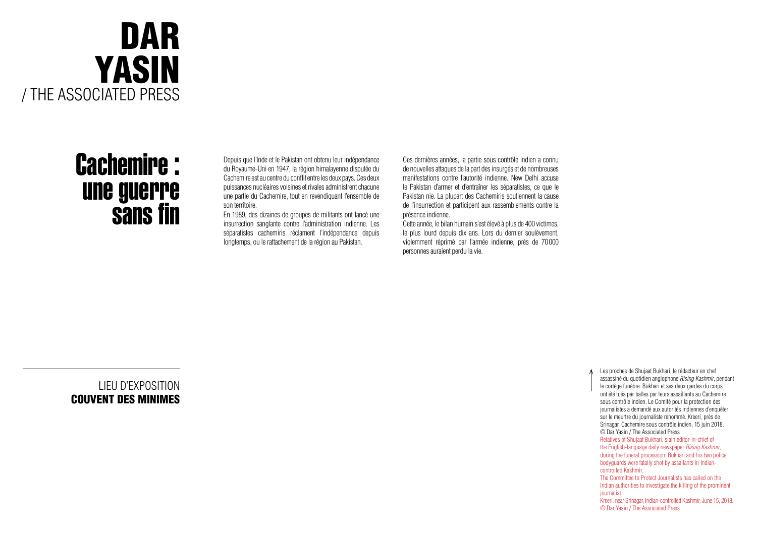# DAR YASIN
/ THE ASSOCIATED PRESS

## Cachemire : une guerre sans fin

Depuis que l'Inde et le Pakistan ont obtenu leur indépendance du Royaume-Uni en 1947, la région himalayenne disputée du Cachemire est au centre du conflit entre les deux pays. Ces deux puissances nucléaires voisines et rivales administrent chacune une partie du Cachemire, tout en revendiquant l'ensemble de son territoire.

En 1989, des dizaines de groupes de militants ont lancé une insurrection sanglante contre l'administration indienne. Les séparatistes cachemiris réclament l'indépendance depuis longtemps, ou le rattachement de la région au Pakistan.

Ces dernières années, la partie sous contrôle indien a connu de nouvelles attaques de la part des insurgés et de nombreuses manifestations contre l'autorité indienne. New Delhi accuse le Pakistan d'armer et d'entraîner les séparatistes, ce que le Pakistan nie. La plupart des Cachemiris soutiennent la cause de l'insurrection et participent aux rassemblements contre la présence indienne.

Cette année, le bilan humain s'est élevé à plus de 400 victimes, le plus lourd depuis dix ans. Lors du dernier soulèvement, violemment réprimé par l'armée indienne, près de 70 000 personnes auraient perdu la vie.

LIEU D'EXPOSITION
**COUVENT DES MINIMES**

Les proches de Shujaat Bukhari, le rédacteur en chef assassiné du quotidien anglophone *Rising Kashmir*, pendant le cortège funèbre. Bukhari et ses deux gardes du corps ont été tués par balles par leurs assaillants au Cachemire sous contrôle indien. Le Comité pour la protection des journalistes a demandé aux autorités indiennes d'enquêter sur le meurtre du journaliste renommé. Kreeri, près de Srinagar, Cachemire sous contrôle indien, 15 juin 2018.
© Dar Yasin / The Associated Press

Relatives of Shujaat Bukhari, slain editor-in-chief of the English-language daily newspaper *Rising Kashmir*, during the funeral procession. Bukhari and his two police bodyguards were fatally shot by assailants in Indian-controlled Kashmir.
The Committee to Protect Journalists has called on the Indian authorities to investigate the killing of the prominent journalist.
Kreeri, near Srinagar, Indian-controlled Kashmir, June 15, 2018.
© Dar Yasin / The Associated Press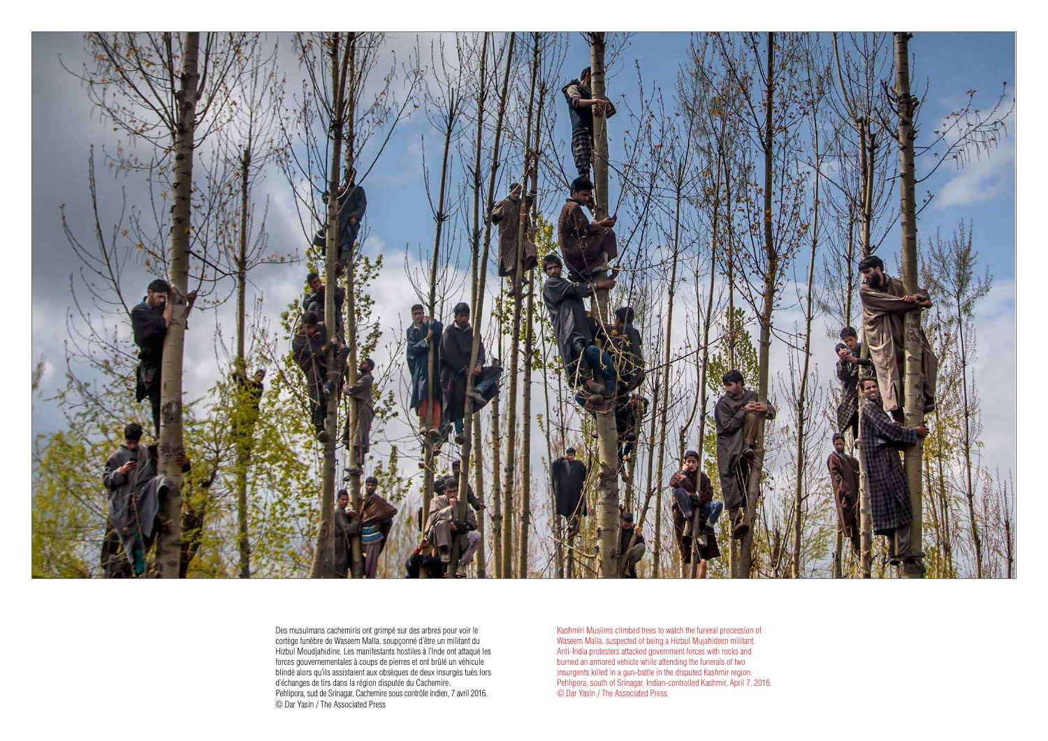Des musulmans cachemiris ont grimpé sur des arbres pour voir le cortège funèbre de Waseem Malla, soupçonné d'être un militant du Hizbul Moudjahidine. Les manifestants hostiles à l'Inde ont attaqué les forces gouvernementales à coups de pierres et ont brûlé un véhicule blindé alors qu'ils assistaient aux obsèques de deux insurgés tués lors d'échanges de tirs dans la région disputée du Cachemire.
Pehlipora, sud de Srinagar, Cachemire sous contrôle indien, 7 avril 2016.
© Dar Yasin / The Associated Press

Kashmiri Muslims climbed trees to watch the funeral procession of Waseem Malla, suspected of being a Hizbul Mujahideen militant. Anti-India protesters attacked government forces with rocks and burned an armored vehicle while attending the funerals of two insurgents killed in a gun-battle in the disputed Kashmir region.
Pehlipora, south of Srinagar, Indian-controlled Kashmir, April 7, 2016.
© Dar Yasin / The Associated Press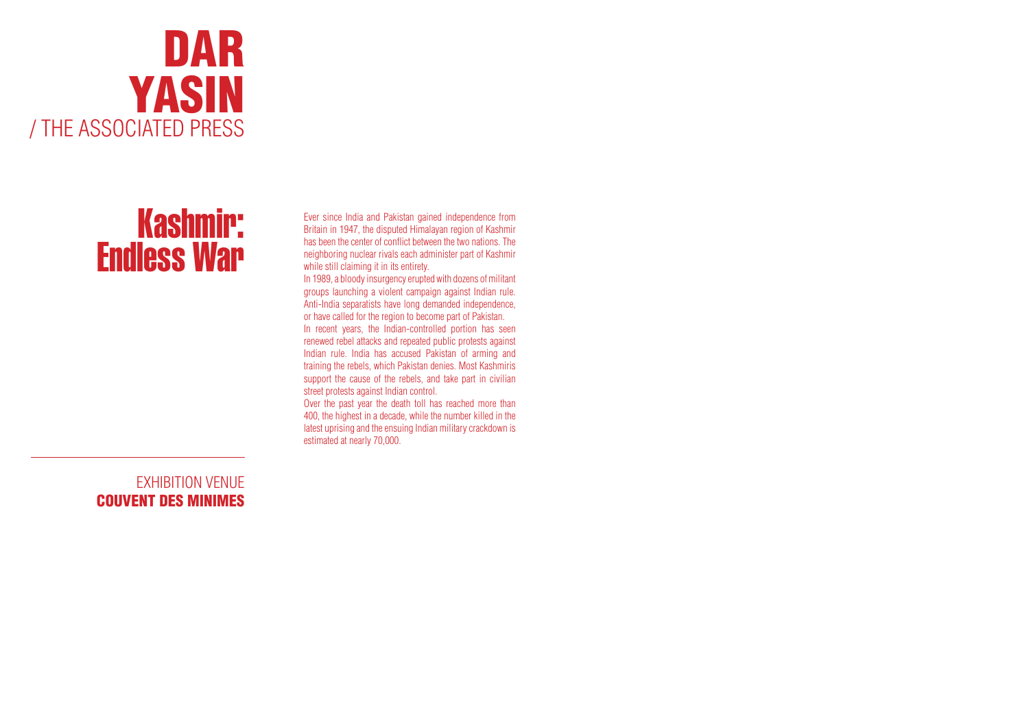# DAR YASIN

/ THE ASSOCIATED PRESS

## Kashmir: Endless War

Ever since India and Pakistan gained independence from Britain in 1947, the disputed Himalayan region of Kashmir has been the center of conflict between the two nations. The neighboring nuclear rivals each administer part of Kashmir while still claiming it in its entirety.

In 1989, a bloody insurgency erupted with dozens of militant groups launching a violent campaign against Indian rule. Anti-India separatists have long demanded independence, or have called for the region to become part of Pakistan.

In recent years, the Indian-controlled portion has seen renewed rebel attacks and repeated public protests against Indian rule. India has accused Pakistan of arming and training the rebels, which Pakistan denies. Most Kashmiris support the cause of the rebels, and take part in civilian street protests against Indian control.

Over the past year the death toll has reached more than 400, the highest in a decade, while the number killed in the latest uprising and the ensuing Indian military crackdown is estimated at nearly 70,000.

---

EXHIBITION VENUE

**COUVENT DES MINIMES**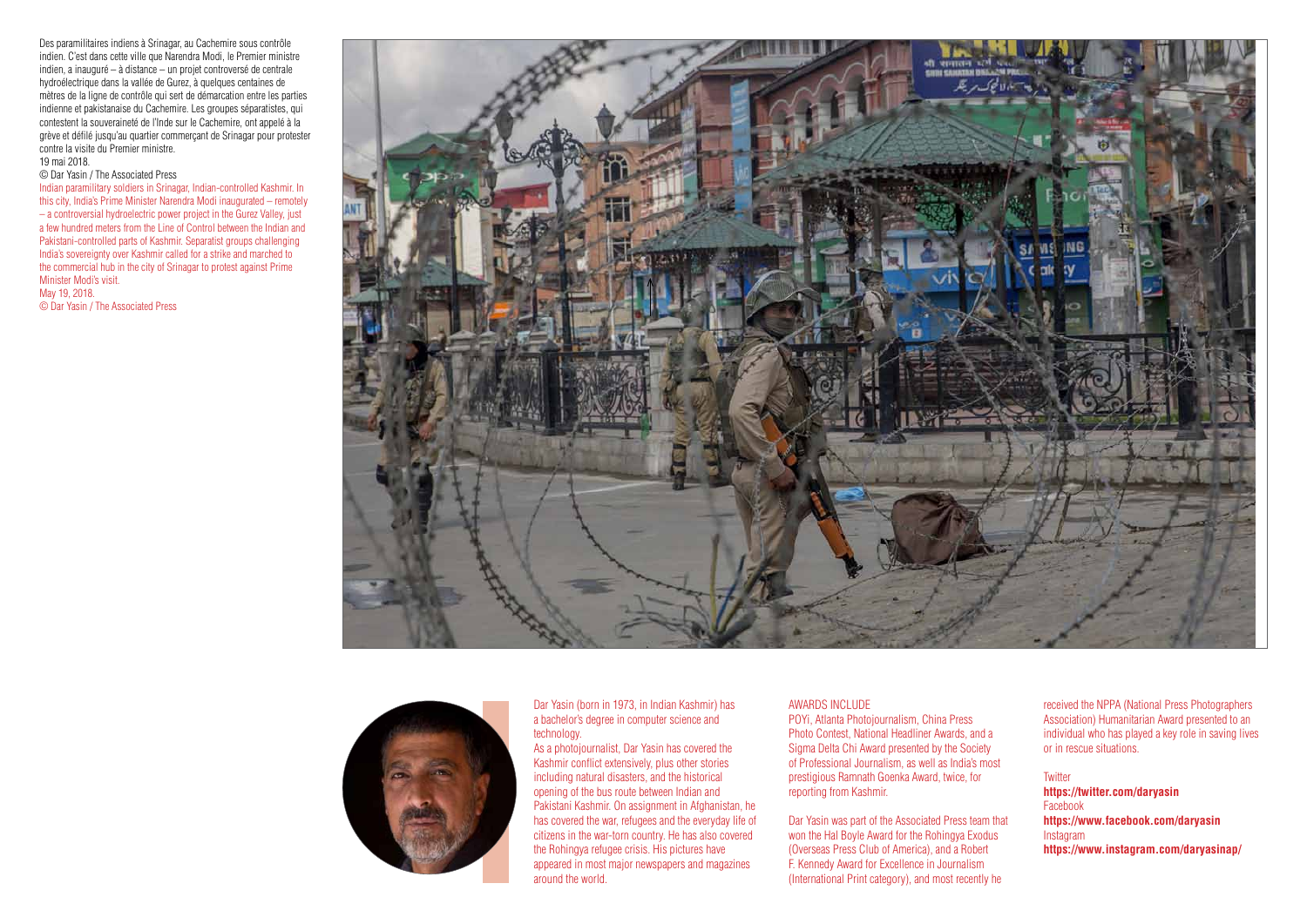Des paramilitaires indiens à Srinagar, au Cachemire sous contrôle indien. C'est dans cette ville que Narendra Modi, le Premier ministre indien, a inauguré – à distance – un projet controversé de centrale hydroélectrique dans la vallée de Gurez, à quelques centaines de mètres de la ligne de contrôle qui sert de démarcation entre les parties indienne et pakistanaise du Cachemire. Les groupes séparatistes, qui contestent la souveraineté de l'Inde sur le Cachemire, ont appelé à la grève et défilé jusqu'au quartier commerçant de Srinagar pour protester contre la visite du Premier ministre.
19 mai 2018.
© Dar Yasin / The Associated Press

Indian paramilitary soldiers in Srinagar, Indian-controlled Kashmir. In this city, India's Prime Minister Narendra Modi inaugurated – remotely – a controversial hydroelectric power project in the Gurez Valley, just a few hundred meters from the Line of Control between the Indian and Pakistani-controlled parts of Kashmir. Separatist groups challenging India's sovereignty over Kashmir called for a strike and marched to the commercial hub in the city of Srinagar to protest against Prime Minister Modi's visit.
May 19, 2018.
© Dar Yasin / The Associated Press

Dar Yasin (born in 1973, in Indian Kashmir) has a bachelor's degree in computer science and technology.
As a photojournalist, Dar Yasin has covered the Kashmir conflict extensively, plus other stories including natural disasters, and the historical opening of the bus route between Indian and Pakistani Kashmir. On assignment in Afghanistan, he has covered the war, refugees and the everyday life of citizens in the war-torn country. He has also covered the Rohingya refugee crisis. His pictures have appeared in most major newspapers and magazines around the world.

AWARDS INCLUDE
POYi, Atlanta Photojournalism, China Press Photo Contest, National Headliner Awards, and a Sigma Delta Chi Award presented by the Society of Professional Journalism, as well as India's most prestigious Ramnath Goenka Award, twice, for reporting from Kashmir.

Dar Yasin was part of the Associated Press team that won the Hal Boyle Award for the Rohingya Exodus (Overseas Press Club of America), and a Robert F. Kennedy Award for Excellence in Journalism (International Print category), and most recently he received the NPPA (National Press Photographers Association) Humanitarian Award presented to an individual who has played a key role in saving lives or in rescue situations.

Twitter
**https://twitter.com/daryasin**
Facebook
**https://www.facebook.com/daryasin**
Instagram
**https://www.instagram.com/daryasinap/**